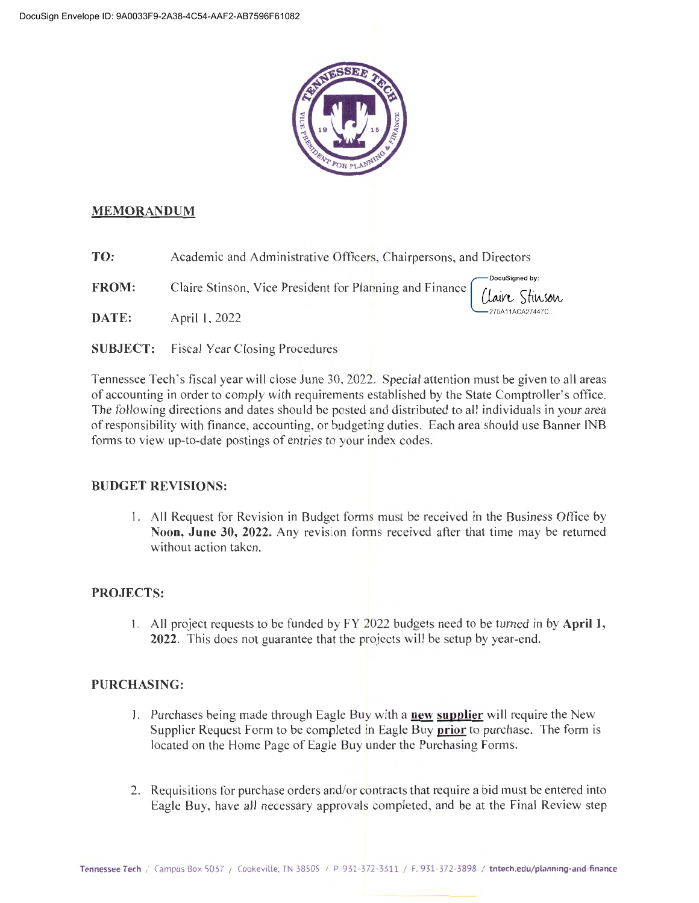DocuSign Envelope ID: 9A0033F9-2A38-4C54-AAF2-AB7596F61082

## MEMORANDUM

**TO:** Academic and Administrative Officers, Chairpersons, and Directors

**FROM:** Claire Stinson, Vice President for Planning and Finance

DocuSigned by: Claire Stinson
275A11ACA27447C...

**DATE:** April 1, 2022

**SUBJECT:** Fiscal Year Closing Procedures

Tennessee Tech's fiscal year will close June 30, 2022. Special attention must be given to all areas of accounting in order to comply with requirements established by the State Comptroller's office. The following directions and dates should be posted and distributed to all individuals in your area of responsibility with finance, accounting, or budgeting duties. Each area should use Banner INB forms to view up-to-date postings of entries to your index codes.

### BUDGET REVISIONS:

1. All Request for Revision in Budget forms must be received in the Business Office by **Noon, June 30, 2022.** Any revision forms received after that time may be returned without action taken.

### PROJECTS:

1. All project requests to be funded by FY 2022 budgets need to be turned in by **April 1, 2022**. This does not guarantee that the projects will be setup by year-end.

### PURCHASING:

1. Purchases being made through Eagle Buy with a **new supplier** will require the New Supplier Request Form to be completed in Eagle Buy **prior** to purchase. The form is located on the Home Page of Eagle Buy under the Purchasing Forms.

2. Requisitions for purchase orders and/or contracts that require a bid must be entered into Eagle Buy, have all necessary approvals completed, and be at the Final Review step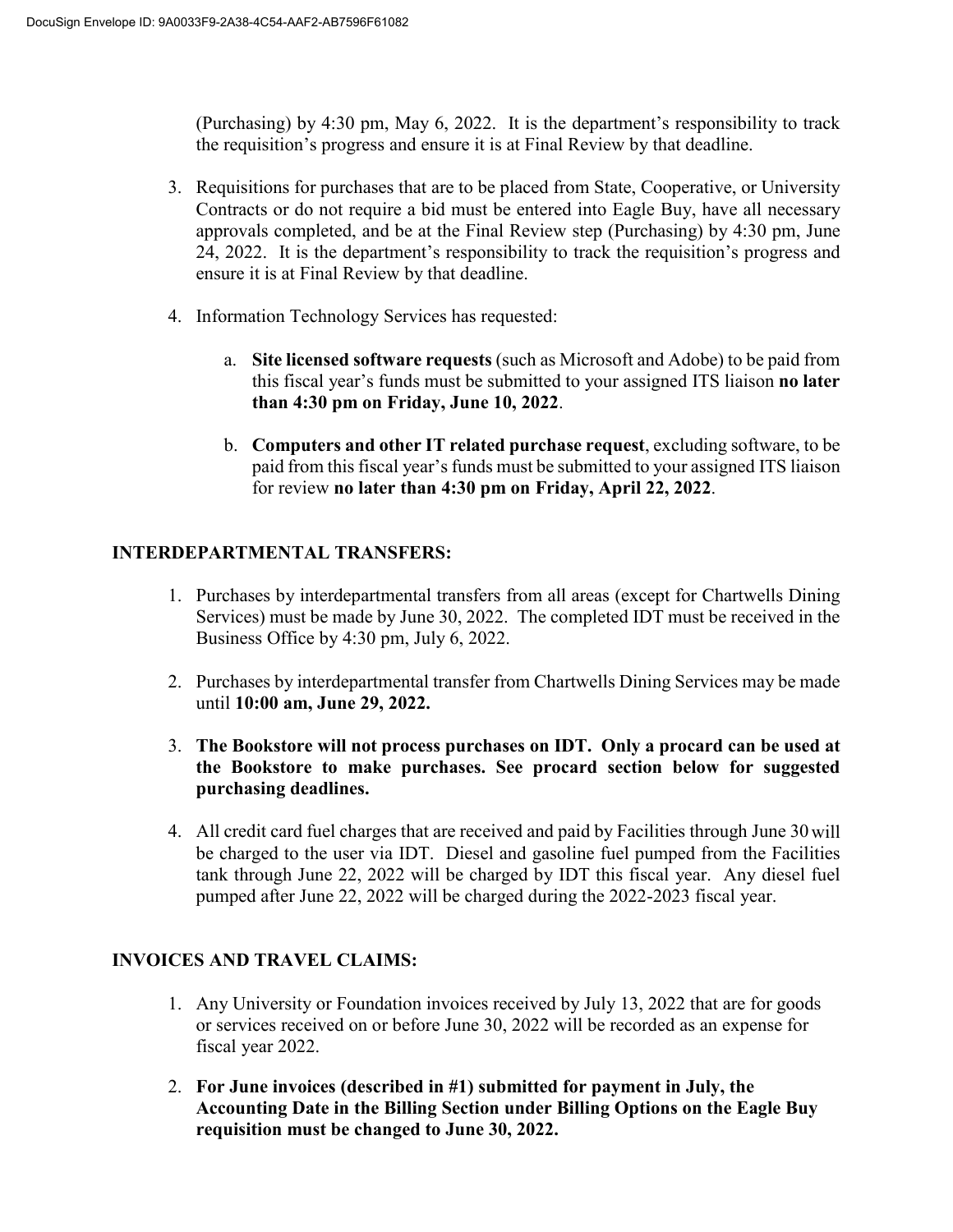(Purchasing) by 4:30 pm, May 6, 2022. It is the department's responsibility to track the requisition's progress and ensure it is at Final Review by that deadline.

3. Requisitions for purchases that are to be placed from State, Cooperative, or University Contracts or do not require a bid must be entered into Eagle Buy, have all necessary approvals completed, and be at the Final Review step (Purchasing) by 4:30 pm, June 24, 2022. It is the department's responsibility to track the requisition's progress and ensure it is at Final Review by that deadline.

4. Information Technology Services has requested:

   a. **Site licensed software requests** (such as Microsoft and Adobe) to be paid from this fiscal year's funds must be submitted to your assigned ITS liaison **no later than 4:30 pm on Friday, June 10, 2022**.

   b. **Computers and other IT related purchase request**, excluding software, to be paid from this fiscal year's funds must be submitted to your assigned ITS liaison for review **no later than 4:30 pm on Friday, April 22, 2022**.

## INTERDEPARTMENTAL TRANSFERS:

1. Purchases by interdepartmental transfers from all areas (except for Chartwells Dining Services) must be made by June 30, 2022. The completed IDT must be received in the Business Office by 4:30 pm, July 6, 2022.

2. Purchases by interdepartmental transfer from Chartwells Dining Services may be made until **10:00 am, June 29, 2022.**

3. **The Bookstore will not process purchases on IDT. Only a procard can be used at the Bookstore to make purchases. See procard section below for suggested purchasing deadlines.**

4. All credit card fuel charges that are received and paid by Facilities through June 30 will be charged to the user via IDT. Diesel and gasoline fuel pumped from the Facilities tank through June 22, 2022 will be charged by IDT this fiscal year. Any diesel fuel pumped after June 22, 2022 will be charged during the 2022-2023 fiscal year.

## INVOICES AND TRAVEL CLAIMS:

1. Any University or Foundation invoices received by July 13, 2022 that are for goods or services received on or before June 30, 2022 will be recorded as an expense for fiscal year 2022.

2. **For June invoices (described in #1) submitted for payment in July, the Accounting Date in the Billing Section under Billing Options on the Eagle Buy requisition must be changed to June 30, 2022.**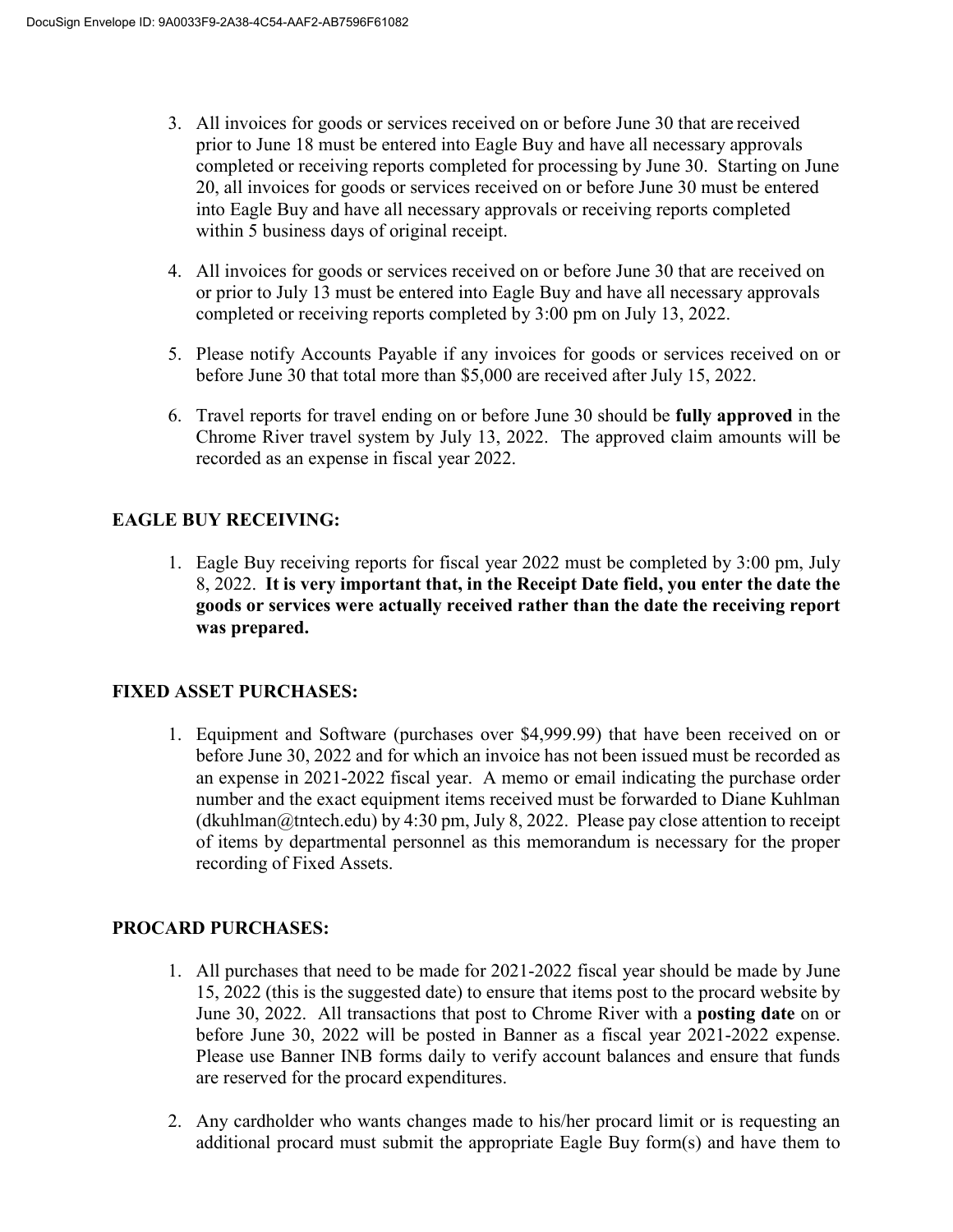3. All invoices for goods or services received on or before June 30 that are received prior to June 18 must be entered into Eagle Buy and have all necessary approvals completed or receiving reports completed for processing by June 30. Starting on June 20, all invoices for goods or services received on or before June 30 must be entered into Eagle Buy and have all necessary approvals or receiving reports completed within 5 business days of original receipt.

4. All invoices for goods or services received on or before June 30 that are received on or prior to July 13 must be entered into Eagle Buy and have all necessary approvals completed or receiving reports completed by 3:00 pm on July 13, 2022.

5. Please notify Accounts Payable if any invoices for goods or services received on or before June 30 that total more than $5,000 are received after July 15, 2022.

6. Travel reports for travel ending on or before June 30 should be **fully approved** in the Chrome River travel system by July 13, 2022. The approved claim amounts will be recorded as an expense in fiscal year 2022.

## EAGLE BUY RECEIVING:

1. Eagle Buy receiving reports for fiscal year 2022 must be completed by 3:00 pm, July 8, 2022. **It is very important that, in the Receipt Date field, you enter the date the goods or services were actually received rather than the date the receiving report was prepared.**

## FIXED ASSET PURCHASES:

1. Equipment and Software (purchases over $4,999.99) that have been received on or before June 30, 2022 and for which an invoice has not been issued must be recorded as an expense in 2021-2022 fiscal year. A memo or email indicating the purchase order number and the exact equipment items received must be forwarded to Diane Kuhlman (dkuhlman@tntech.edu) by 4:30 pm, July 8, 2022. Please pay close attention to receipt of items by departmental personnel as this memorandum is necessary for the proper recording of Fixed Assets.

## PROCARD PURCHASES:

1. All purchases that need to be made for 2021-2022 fiscal year should be made by June 15, 2022 (this is the suggested date) to ensure that items post to the procard website by June 30, 2022. All transactions that post to Chrome River with a **posting date** on or before June 30, 2022 will be posted in Banner as a fiscal year 2021-2022 expense. Please use Banner INB forms daily to verify account balances and ensure that funds are reserved for the procard expenditures.

2. Any cardholder who wants changes made to his/her procard limit or is requesting an additional procard must submit the appropriate Eagle Buy form(s) and have them to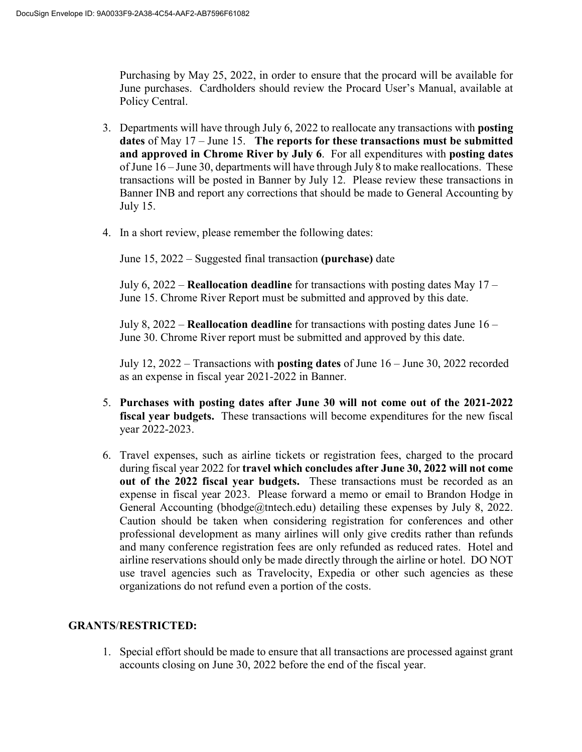Purchasing by May 25, 2022, in order to ensure that the procard will be available for June purchases. Cardholders should review the Procard User's Manual, available at Policy Central.

3. Departments will have through July 6, 2022 to reallocate any transactions with **posting dates** of May 17 – June 15. **The reports for these transactions must be submitted and approved in Chrome River by July 6**. For all expenditures with **posting dates** of June 16 – June 30, departments will have through July 8 to make reallocations. These transactions will be posted in Banner by July 12. Please review these transactions in Banner INB and report any corrections that should be made to General Accounting by July 15.

4. In a short review, please remember the following dates:

   June 15, 2022 – Suggested final transaction **(purchase)** date

   July 6, 2022 – **Reallocation deadline** for transactions with posting dates May 17 – June 15. Chrome River Report must be submitted and approved by this date.

   July 8, 2022 – **Reallocation deadline** for transactions with posting dates June 16 – June 30. Chrome River report must be submitted and approved by this date.

   July 12, 2022 – Transactions with **posting dates** of June 16 – June 30, 2022 recorded as an expense in fiscal year 2021-2022 in Banner.

5. **Purchases with posting dates after June 30 will not come out of the 2021-2022 fiscal year budgets.** These transactions will become expenditures for the new fiscal year 2022-2023.

6. Travel expenses, such as airline tickets or registration fees, charged to the procard during fiscal year 2022 for **travel which concludes after June 30, 2022 will not come out of the 2022 fiscal year budgets.** These transactions must be recorded as an expense in fiscal year 2023. Please forward a memo or email to Brandon Hodge in General Accounting (bhodge@tntech.edu) detailing these expenses by July 8, 2022. Caution should be taken when considering registration for conferences and other professional development as many airlines will only give credits rather than refunds and many conference registration fees are only refunded as reduced rates. Hotel and airline reservations should only be made directly through the airline or hotel. DO NOT use travel agencies such as Travelocity, Expedia or other such agencies as these organizations do not refund even a portion of the costs.

## GRANTS/RESTRICTED:

1. Special effort should be made to ensure that all transactions are processed against grant accounts closing on June 30, 2022 before the end of the fiscal year.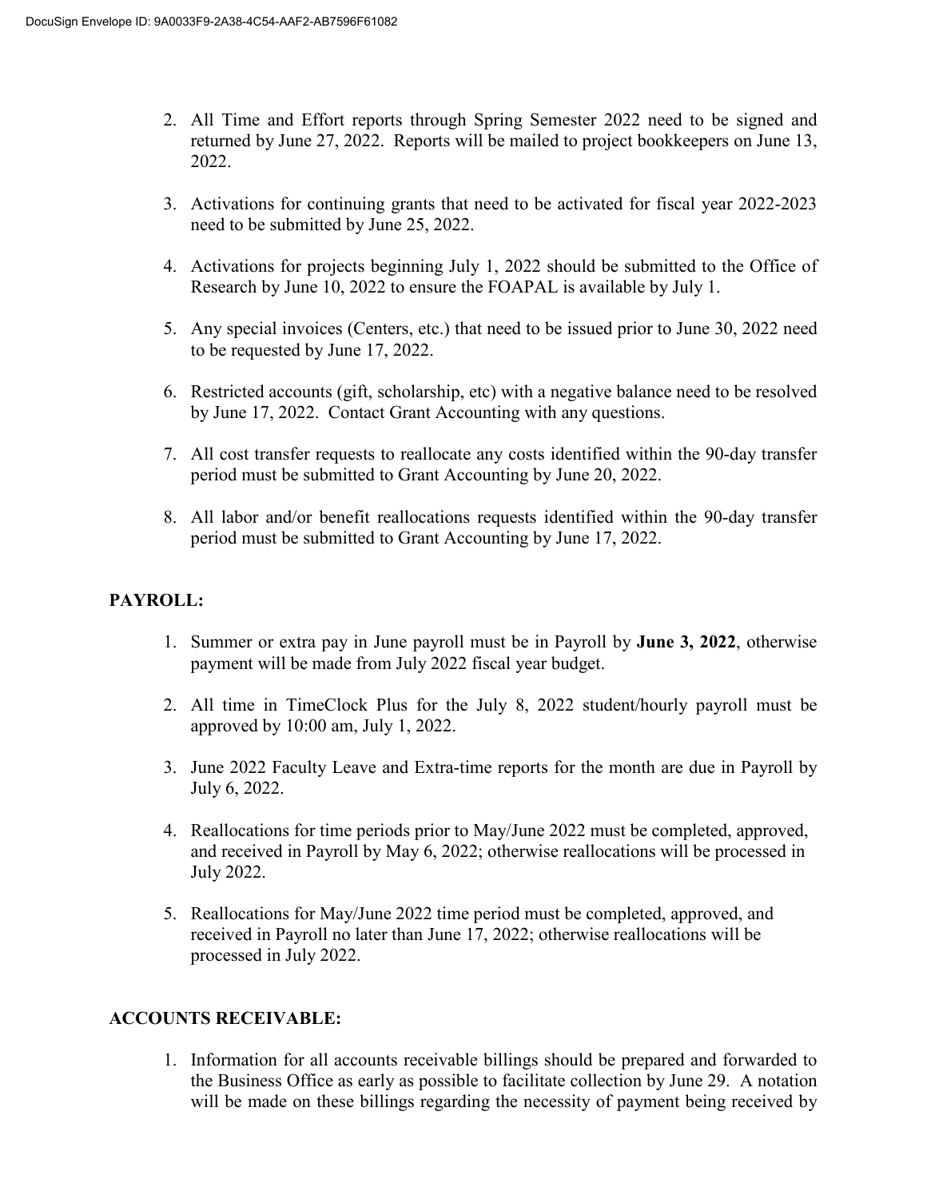2. All Time and Effort reports through Spring Semester 2022 need to be signed and returned by June 27, 2022. Reports will be mailed to project bookkeepers on June 13, 2022.

3. Activations for continuing grants that need to be activated for fiscal year 2022-2023 need to be submitted by June 25, 2022.

4. Activations for projects beginning July 1, 2022 should be submitted to the Office of Research by June 10, 2022 to ensure the FOAPAL is available by July 1.

5. Any special invoices (Centers, etc.) that need to be issued prior to June 30, 2022 need to be requested by June 17, 2022.

6. Restricted accounts (gift, scholarship, etc) with a negative balance need to be resolved by June 17, 2022. Contact Grant Accounting with any questions.

7. All cost transfer requests to reallocate any costs identified within the 90-day transfer period must be submitted to Grant Accounting by June 20, 2022.

8. All labor and/or benefit reallocations requests identified within the 90-day transfer period must be submitted to Grant Accounting by June 17, 2022.

## PAYROLL:

1. Summer or extra pay in June payroll must be in Payroll by **June 3, 2022**, otherwise payment will be made from July 2022 fiscal year budget.

2. All time in TimeClock Plus for the July 8, 2022 student/hourly payroll must be approved by 10:00 am, July 1, 2022.

3. June 2022 Faculty Leave and Extra-time reports for the month are due in Payroll by July 6, 2022.

4. Reallocations for time periods prior to May/June 2022 must be completed, approved, and received in Payroll by May 6, 2022; otherwise reallocations will be processed in July 2022.

5. Reallocations for May/June 2022 time period must be completed, approved, and received in Payroll no later than June 17, 2022; otherwise reallocations will be processed in July 2022.

## ACCOUNTS RECEIVABLE:

1. Information for all accounts receivable billings should be prepared and forwarded to the Business Office as early as possible to facilitate collection by June 29. A notation will be made on these billings regarding the necessity of payment being received by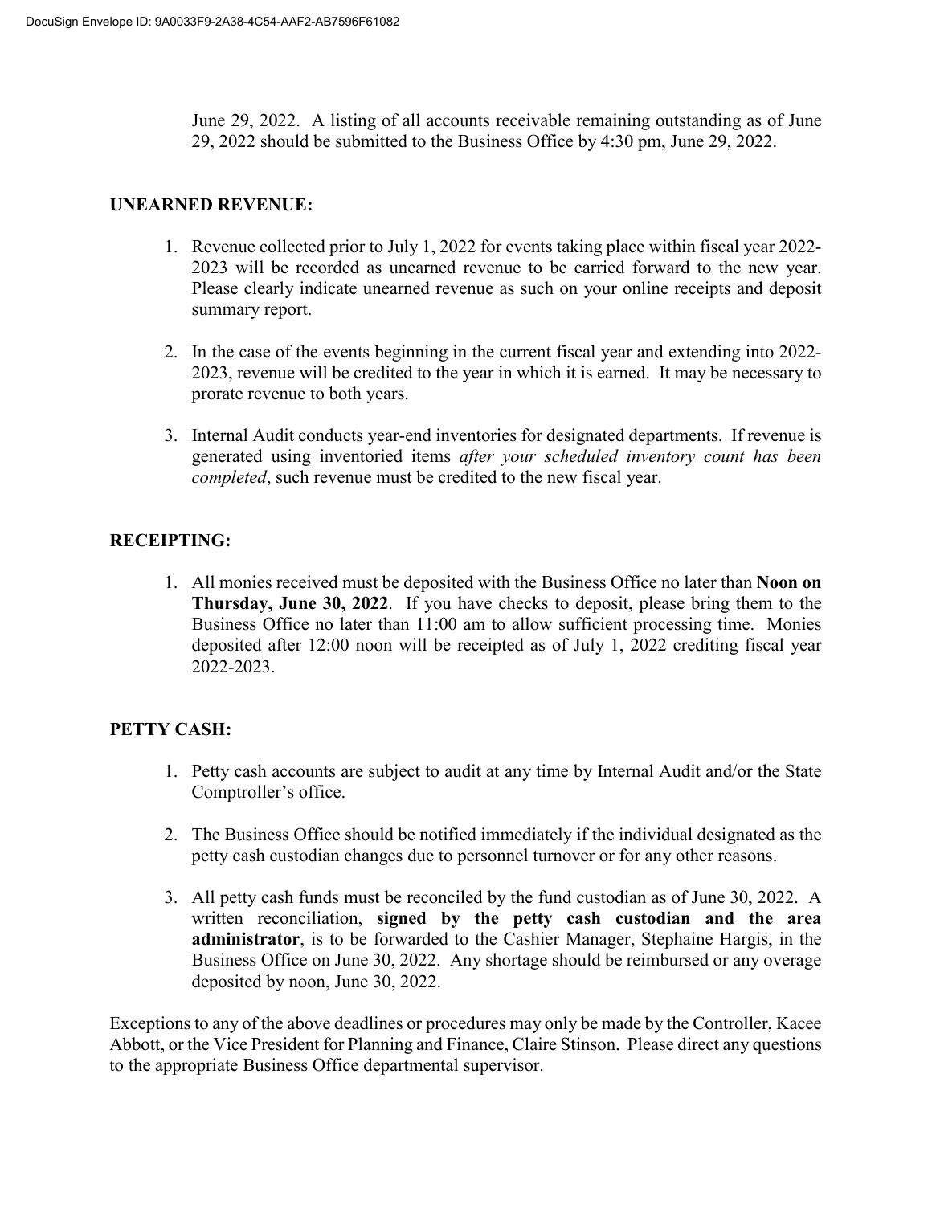June 29, 2022. A listing of all accounts receivable remaining outstanding as of June 29, 2022 should be submitted to the Business Office by 4:30 pm, June 29, 2022.

**UNEARNED REVENUE:**

1. Revenue collected prior to July 1, 2022 for events taking place within fiscal year 2022-2023 will be recorded as unearned revenue to be carried forward to the new year. Please clearly indicate unearned revenue as such on your online receipts and deposit summary report.

2. In the case of the events beginning in the current fiscal year and extending into 2022-2023, revenue will be credited to the year in which it is earned. It may be necessary to prorate revenue to both years.

3. Internal Audit conducts year-end inventories for designated departments. If revenue is generated using inventoried items *after your scheduled inventory count has been completed*, such revenue must be credited to the new fiscal year.

**RECEIPTING:**

1. All monies received must be deposited with the Business Office no later than **Noon on Thursday, June 30, 2022**. If you have checks to deposit, please bring them to the Business Office no later than 11:00 am to allow sufficient processing time. Monies deposited after 12:00 noon will be receipted as of July 1, 2022 crediting fiscal year 2022-2023.

**PETTY CASH:**

1. Petty cash accounts are subject to audit at any time by Internal Audit and/or the State Comptroller's office.

2. The Business Office should be notified immediately if the individual designated as the petty cash custodian changes due to personnel turnover or for any other reasons.

3. All petty cash funds must be reconciled by the fund custodian as of June 30, 2022. A written reconciliation, **signed by the petty cash custodian and the area administrator**, is to be forwarded to the Cashier Manager, Stephaine Hargis, in the Business Office on June 30, 2022. Any shortage should be reimbursed or any overage deposited by noon, June 30, 2022.

Exceptions to any of the above deadlines or procedures may only be made by the Controller, Kacee Abbott, or the Vice President for Planning and Finance, Claire Stinson. Please direct any questions to the appropriate Business Office departmental supervisor.